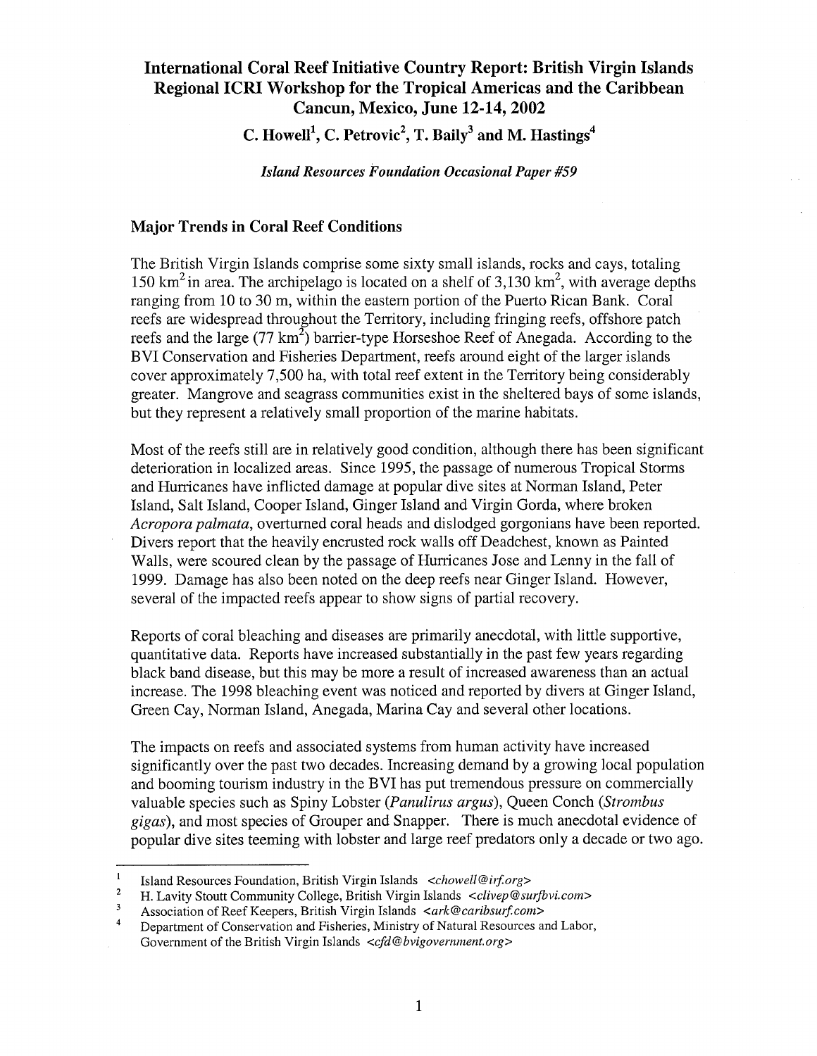# International Coral Reef Initiative Country Report: British Virgin Islands Regional ICRI Workshop for the Tropical Americas and the Caribbean Cancun, Mexico, June 12-14, 2002

**C. Howell[1], C. Petrovic[2], T. Baily[3] and M. Hastings[4]**

***Island Resources Foundation Occasional Paper #59***

## Major Trends in Coral Reef Conditions

The British Virgin Islands comprise some sixty small islands, rocks and cays, totaling 150 $km^2$ in area. The archipelago is located on a shelf of 3,130 $km^2$, with average depths ranging from 10 to 30 m, within the eastern portion of the Puerto Rican Bank. Coral reefs are widespread throughout the Territory, including fringing reefs, offshore patch reefs and the large (77 $km^2$) barrier-type Horseshoe Reef of Anegada. According to the BVI Conservation and Fisheries Department, reefs around eight of the larger islands cover approximately 7,500 ha, with total reef extent in the Territory being considerably greater. Mangrove and seagrass communities exist in the sheltered bays of some islands, but they represent a relatively small proportion of the marine habitats.

Most of the reefs still are in relatively good condition, although there has been significant deterioration in localized areas. Since 1995, the passage of numerous Tropical Storms and Hurricanes have inflicted damage at popular dive sites at Norman Island, Peter Island, Salt Island, Cooper Island, Ginger Island and Virgin Gorda, where broken *Acropora palmata*, overturned coral heads and dislodged gorgonians have been reported. Divers report that the heavily encrusted rock walls off Deadchest, known as Painted Walls, were scoured clean by the passage of Hurricanes Jose and Lenny in the fall of 1999. Damage has also been noted on the deep reefs near Ginger Island. However, several of the impacted reefs appear to show signs of partial recovery.

Reports of coral bleaching and diseases are primarily anecdotal, with little supportive, quantitative data. Reports have increased substantially in the past few years regarding black band disease, but this may be more a result of increased awareness than an actual increase. The 1998 bleaching event was noticed and reported by divers at Ginger Island, Green Cay, Norman Island, Anegada, Marina Cay and several other locations.

The impacts on reefs and associated systems from human activity have increased significantly over the past two decades. Increasing demand by a growing local population and booming tourism industry in the BVI has put tremendous pressure on commercially valuable species such as Spiny Lobster (*Panulirus argus*), Queen Conch (*Strombus gigas*), and most species of Grouper and Snapper. There is much anecdotal evidence of popular dive sites teeming with lobster and large reef predators only a decade or two ago.

---

[1] Island Resources Foundation, British Virgin Islands <*chowell@irf.org*>

[2] H. Lavity Stoutt Community College, British Virgin Islands <*clivep@surfbvi.com*>

[3] Association of Reef Keepers, British Virgin Islands <*ark@caribsurf.com*>

[4] Department of Conservation and Fisheries, Ministry of Natural Resources and Labor, Government of the British Virgin Islands <*cfd@bvigovernment.org*>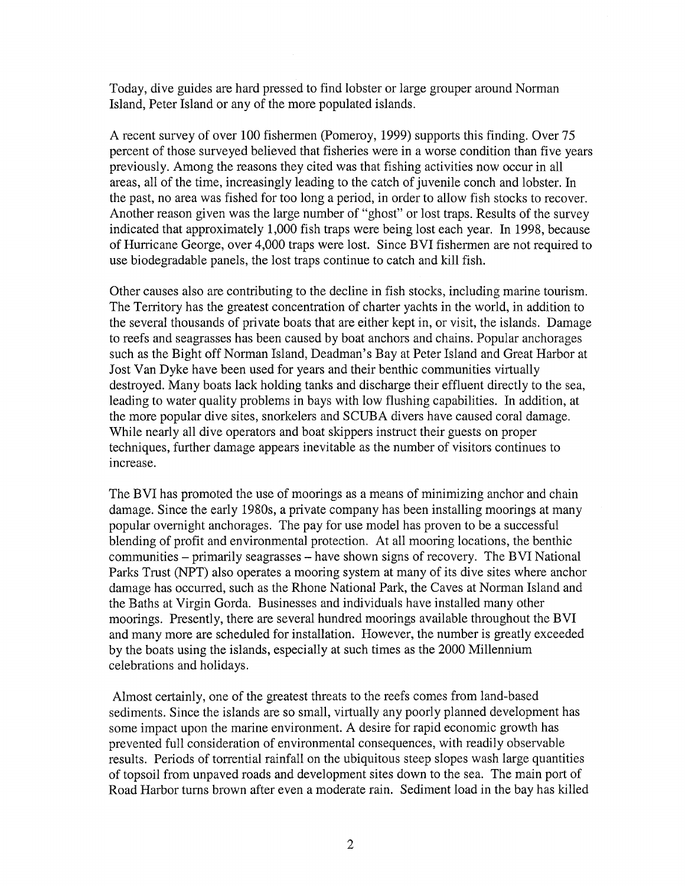Today, dive guides are hard pressed to find lobster or large grouper around Norman Island, Peter Island or any of the more populated islands.

A recent survey of over 100 fishermen (Pomeroy, 1999) supports this finding. Over 75 percent of those surveyed believed that fisheries were in a worse condition than five years previously. Among the reasons they cited was that fishing activities now occur in all areas, all of the time, increasingly leading to the catch of juvenile conch and lobster. In the past, no area was fished for too long a period, in order to allow fish stocks to recover. Another reason given was the large number of "ghost" or lost traps. Results of the survey indicated that approximately 1,000 fish traps were being lost each year. In 1998, because of Hurricane George, over 4,000 traps were lost. Since BVI fishermen are not required to use biodegradable panels, the lost traps continue to catch and kill fish.

Other causes also are contributing to the decline in fish stocks, including marine tourism. The Territory has the greatest concentration of charter yachts in the world, in addition to the several thousands of private boats that are either kept in, or visit, the islands. Damage to reefs and seagrasses has been caused by boat anchors and chains. Popular anchorages such as the Bight off Norman Island, Deadman's Bay at Peter Island and Great Harbor at Jost Van Dyke have been used for years and their benthic communities virtually destroyed. Many boats lack holding tanks and discharge their effluent directly to the sea, leading to water quality problems in bays with low flushing capabilities. In addition, at the more popular dive sites, snorkelers and SCUBA divers have caused coral damage. While nearly all dive operators and boat skippers instruct their guests on proper techniques, further damage appears inevitable as the number of visitors continues to increase.

The BVI has promoted the use of moorings as a means of minimizing anchor and chain damage. Since the early 1980s, a private company has been installing moorings at many popular overnight anchorages. The pay for use model has proven to be a successful blending of profit and environmental protection. At all mooring locations, the benthic communities – primarily seagrasses – have shown signs of recovery. The BVI National Parks Trust (NPT) also operates a mooring system at many of its dive sites where anchor damage has occurred, such as the Rhone National Park, the Caves at Norman Island and the Baths at Virgin Gorda. Businesses and individuals have installed many other moorings. Presently, there are several hundred moorings available throughout the BVI and many more are scheduled for installation. However, the number is greatly exceeded by the boats using the islands, especially at such times as the 2000 Millennium celebrations and holidays.

Almost certainly, one of the greatest threats to the reefs comes from land-based sediments. Since the islands are so small, virtually any poorly planned development has some impact upon the marine environment. A desire for rapid economic growth has prevented full consideration of environmental consequences, with readily observable results. Periods of torrential rainfall on the ubiquitous steep slopes wash large quantities of topsoil from unpaved roads and development sites down to the sea. The main port of Road Harbor turns brown after even a moderate rain. Sediment load in the bay has killed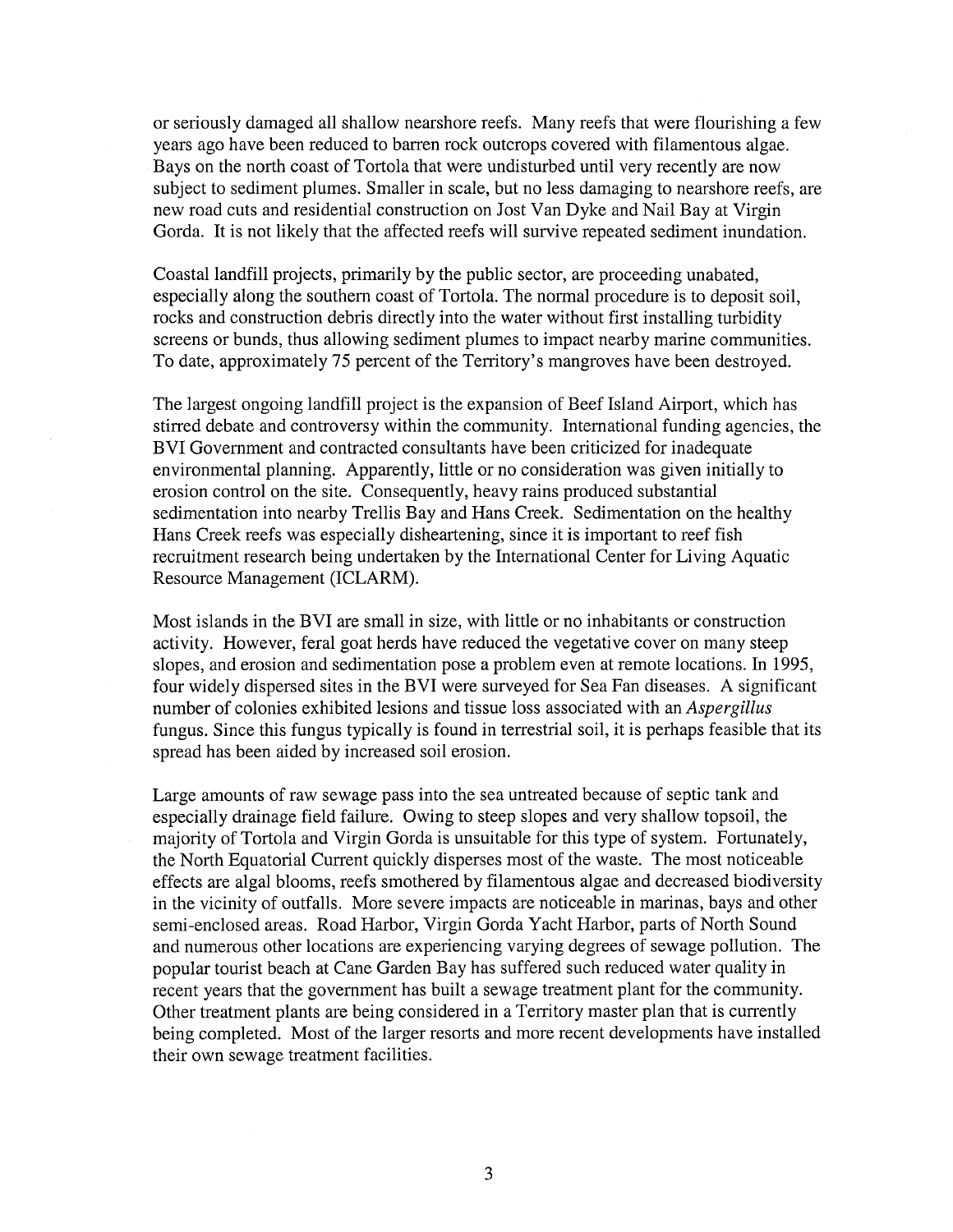or seriously damaged all shallow nearshore reefs. Many reefs that were flourishing a few years ago have been reduced to barren rock outcrops covered with filamentous algae. Bays on the north coast of Tortola that were undisturbed until very recently are now subject to sediment plumes. Smaller in scale, but no less damaging to nearshore reefs, are new road cuts and residential construction on Jost Van Dyke and Nail Bay at Virgin Gorda. It is not likely that the affected reefs will survive repeated sediment inundation.

Coastal landfill projects, primarily by the public sector, are proceeding unabated, especially along the southern coast of Tortola. The normal procedure is to deposit soil, rocks and construction debris directly into the water without first installing turbidity screens or bunds, thus allowing sediment plumes to impact nearby marine communities. To date, approximately 75 percent of the Territory's mangroves have been destroyed.

The largest ongoing landfill project is the expansion of Beef Island Airport, which has stirred debate and controversy within the community. International funding agencies, the BVI Government and contracted consultants have been criticized for inadequate environmental planning. Apparently, little or no consideration was given initially to erosion control on the site. Consequently, heavy rains produced substantial sedimentation into nearby Trellis Bay and Hans Creek. Sedimentation on the healthy Hans Creek reefs was especially disheartening, since it is important to reef fish recruitment research being undertaken by the International Center for Living Aquatic Resource Management (ICLARM).

Most islands in the BVI are small in size, with little or no inhabitants or construction activity. However, feral goat herds have reduced the vegetative cover on many steep slopes, and erosion and sedimentation pose a problem even at remote locations. In 1995, four widely dispersed sites in the BVI were surveyed for Sea Fan diseases. A significant number of colonies exhibited lesions and tissue loss associated with an *Aspergillus* fungus. Since this fungus typically is found in terrestrial soil, it is perhaps feasible that its spread has been aided by increased soil erosion.

Large amounts of raw sewage pass into the sea untreated because of septic tank and especially drainage field failure. Owing to steep slopes and very shallow topsoil, the majority of Tortola and Virgin Gorda is unsuitable for this type of system. Fortunately, the North Equatorial Current quickly disperses most of the waste. The most noticeable effects are algal blooms, reefs smothered by filamentous algae and decreased biodiversity in the vicinity of outfalls. More severe impacts are noticeable in marinas, bays and other semi-enclosed areas. Road Harbor, Virgin Gorda Yacht Harbor, parts of North Sound and numerous other locations are experiencing varying degrees of sewage pollution. The popular tourist beach at Cane Garden Bay has suffered such reduced water quality in recent years that the government has built a sewage treatment plant for the community. Other treatment plants are being considered in a Territory master plan that is currently being completed. Most of the larger resorts and more recent developments have installed their own sewage treatment facilities.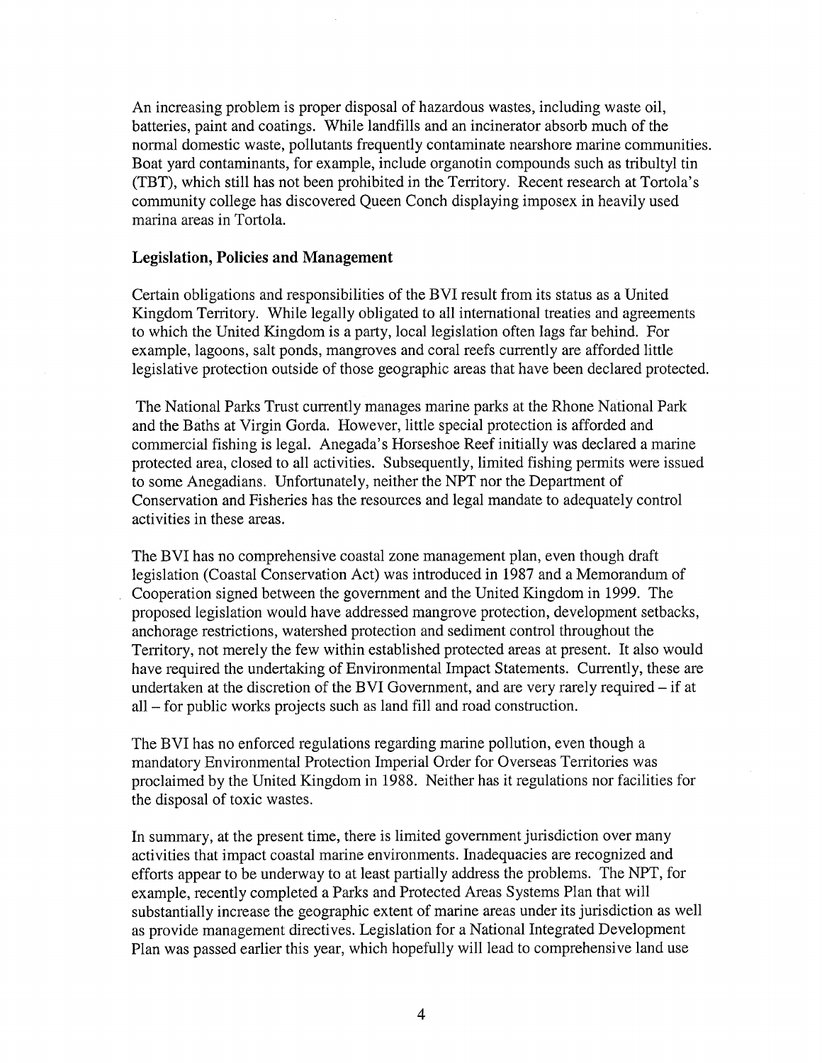An increasing problem is proper disposal of hazardous wastes, including waste oil, batteries, paint and coatings. While landfills and an incinerator absorb much of the normal domestic waste, pollutants frequently contaminate nearshore marine communities. Boat yard contaminants, for example, include organotin compounds such as tributyl tin (TBT), which still has not been prohibited in the Territory. Recent research at Tortola's community college has discovered Queen Conch displaying imposex in heavily used marina areas in Tortola.

### Legislation, Policies and Management

Certain obligations and responsibilities of the BVI result from its status as a United Kingdom Territory. While legally obligated to all international treaties and agreements to which the United Kingdom is a party, local legislation often lags far behind. For example, lagoons, salt ponds, mangroves and coral reefs currently are afforded little legislative protection outside of those geographic areas that have been declared protected.

The National Parks Trust currently manages marine parks at the Rhone National Park and the Baths at Virgin Gorda. However, little special protection is afforded and commercial fishing is legal. Anegada's Horseshoe Reef initially was declared a marine protected area, closed to all activities. Subsequently, limited fishing permits were issued to some Anegadians. Unfortunately, neither the NPT nor the Department of Conservation and Fisheries has the resources and legal mandate to adequately control activities in these areas.

The BVI has no comprehensive coastal zone management plan, even though draft legislation (Coastal Conservation Act) was introduced in 1987 and a Memorandum of Cooperation signed between the government and the United Kingdom in 1999. The proposed legislation would have addressed mangrove protection, development setbacks, anchorage restrictions, watershed protection and sediment control throughout the Territory, not merely the few within established protected areas at present. It also would have required the undertaking of Environmental Impact Statements. Currently, these are undertaken at the discretion of the BVI Government, and are very rarely required – if at all – for public works projects such as land fill and road construction.

The BVI has no enforced regulations regarding marine pollution, even though a mandatory Environmental Protection Imperial Order for Overseas Territories was proclaimed by the United Kingdom in 1988. Neither has it regulations nor facilities for the disposal of toxic wastes.

In summary, at the present time, there is limited government jurisdiction over many activities that impact coastal marine environments. Inadequacies are recognized and efforts appear to be underway to at least partially address the problems. The NPT, for example, recently completed a Parks and Protected Areas Systems Plan that will substantially increase the geographic extent of marine areas under its jurisdiction as well as provide management directives. Legislation for a National Integrated Development Plan was passed earlier this year, which hopefully will lead to comprehensive land use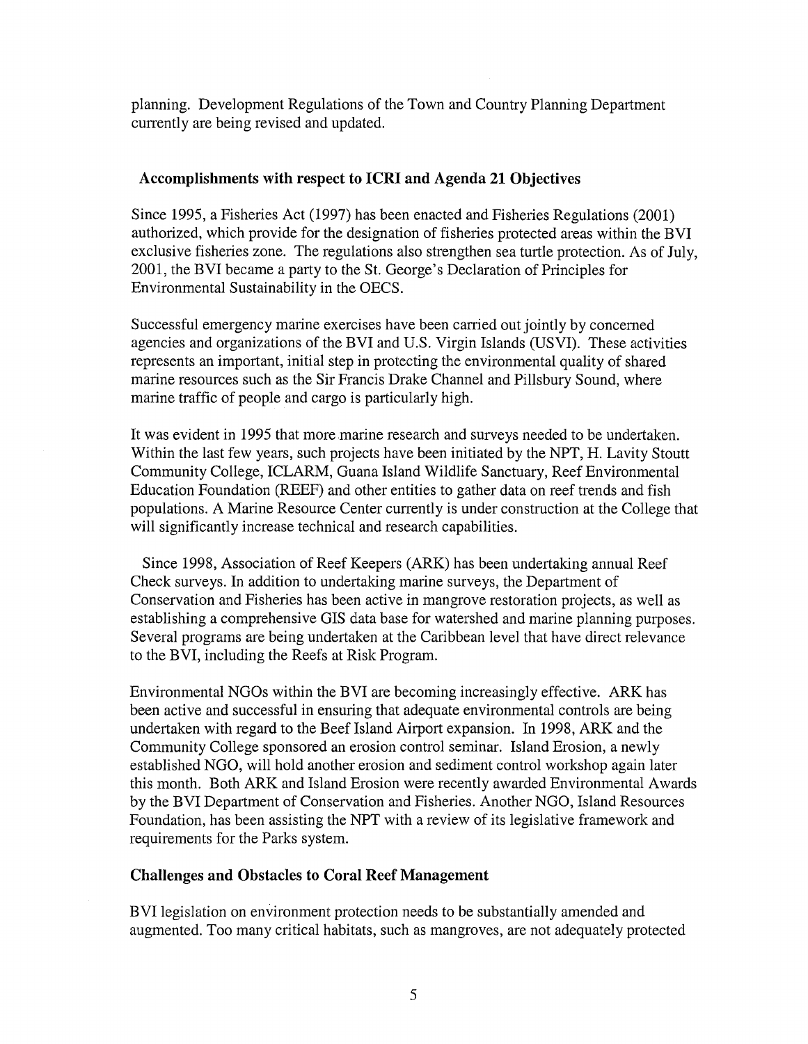planning. Development Regulations of the Town and Country Planning Department currently are being revised and updated.

### Accomplishments with respect to ICRI and Agenda 21 Objectives

Since 1995, a Fisheries Act (1997) has been enacted and Fisheries Regulations (2001) authorized, which provide for the designation of fisheries protected areas within the BVI exclusive fisheries zone. The regulations also strengthen sea turtle protection. As of July, 2001, the BVI became a party to the St. George's Declaration of Principles for Environmental Sustainability in the OECS.

Successful emergency marine exercises have been carried out jointly by concerned agencies and organizations of the BVI and U.S. Virgin Islands (USVI). These activities represents an important, initial step in protecting the environmental quality of shared marine resources such as the Sir Francis Drake Channel and Pillsbury Sound, where marine traffic of people and cargo is particularly high.

It was evident in 1995 that more marine research and surveys needed to be undertaken. Within the last few years, such projects have been initiated by the NPT, H. Lavity Stoutt Community College, ICLARM, Guana Island Wildlife Sanctuary, Reef Environmental Education Foundation (REEF) and other entities to gather data on reef trends and fish populations. A Marine Resource Center currently is under construction at the College that will significantly increase technical and research capabilities.

Since 1998, Association of Reef Keepers (ARK) has been undertaking annual Reef Check surveys. In addition to undertaking marine surveys, the Department of Conservation and Fisheries has been active in mangrove restoration projects, as well as establishing a comprehensive GIS data base for watershed and marine planning purposes. Several programs are being undertaken at the Caribbean level that have direct relevance to the BVI, including the Reefs at Risk Program.

Environmental NGOs within the BVI are becoming increasingly effective. ARK has been active and successful in ensuring that adequate environmental controls are being undertaken with regard to the Beef Island Airport expansion. In 1998, ARK and the Community College sponsored an erosion control seminar. Island Erosion, a newly established NGO, will hold another erosion and sediment control workshop again later this month. Both ARK and Island Erosion were recently awarded Environmental Awards by the BVI Department of Conservation and Fisheries. Another NGO, Island Resources Foundation, has been assisting the NPT with a review of its legislative framework and requirements for the Parks system.

### Challenges and Obstacles to Coral Reef Management

BVI legislation on environment protection needs to be substantially amended and augmented. Too many critical habitats, such as mangroves, are not adequately protected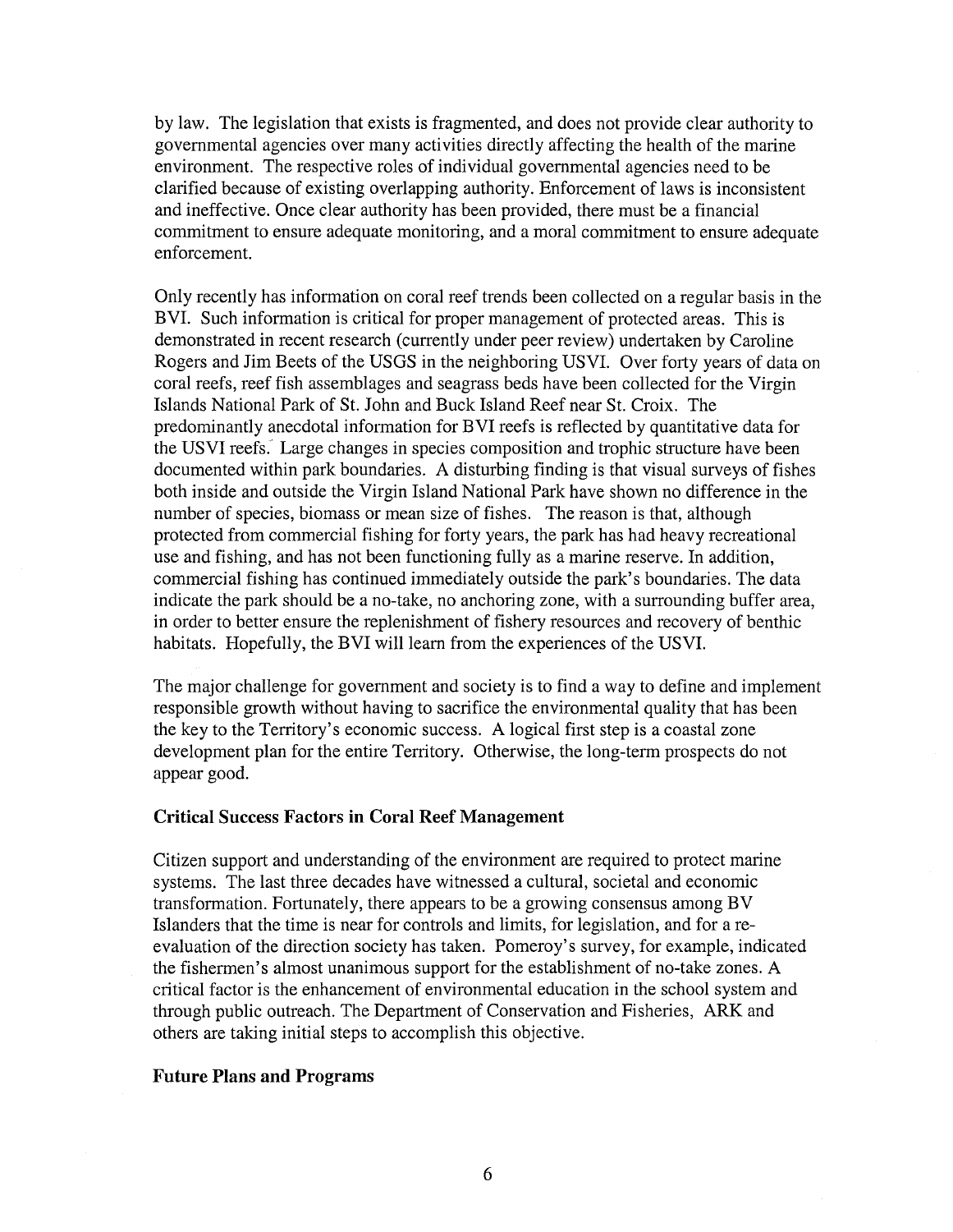by law. The legislation that exists is fragmented, and does not provide clear authority to governmental agencies over many activities directly affecting the health of the marine environment. The respective roles of individual governmental agencies need to be clarified because of existing overlapping authority. Enforcement of laws is inconsistent and ineffective. Once clear authority has been provided, there must be a financial commitment to ensure adequate monitoring, and a moral commitment to ensure adequate enforcement.

Only recently has information on coral reef trends been collected on a regular basis in the BVI. Such information is critical for proper management of protected areas. This is demonstrated in recent research (currently under peer review) undertaken by Caroline Rogers and Jim Beets of the USGS in the neighboring USVI. Over forty years of data on coral reefs, reef fish assemblages and seagrass beds have been collected for the Virgin Islands National Park of St. John and Buck Island Reef near St. Croix. The predominantly anecdotal information for BVI reefs is reflected by quantitative data for the USVI reefs. Large changes in species composition and trophic structure have been documented within park boundaries. A disturbing finding is that visual surveys of fishes both inside and outside the Virgin Island National Park have shown no difference in the number of species, biomass or mean size of fishes. The reason is that, although protected from commercial fishing for forty years, the park has had heavy recreational use and fishing, and has not been functioning fully as a marine reserve. In addition, commercial fishing has continued immediately outside the park's boundaries. The data indicate the park should be a no-take, no anchoring zone, with a surrounding buffer area, in order to better ensure the replenishment of fishery resources and recovery of benthic habitats. Hopefully, the BVI will learn from the experiences of the USVI.

The major challenge for government and society is to find a way to define and implement responsible growth without having to sacrifice the environmental quality that has been the key to the Territory's economic success. A logical first step is a coastal zone development plan for the entire Territory. Otherwise, the long-term prospects do not appear good.

### Critical Success Factors in Coral Reef Management

Citizen support and understanding of the environment are required to protect marine systems. The last three decades have witnessed a cultural, societal and economic transformation. Fortunately, there appears to be a growing consensus among BV Islanders that the time is near for controls and limits, for legislation, and for a re-evaluation of the direction society has taken. Pomeroy's survey, for example, indicated the fishermen's almost unanimous support for the establishment of no-take zones. A critical factor is the enhancement of environmental education in the school system and through public outreach. The Department of Conservation and Fisheries, ARK and others are taking initial steps to accomplish this objective.

### Future Plans and Programs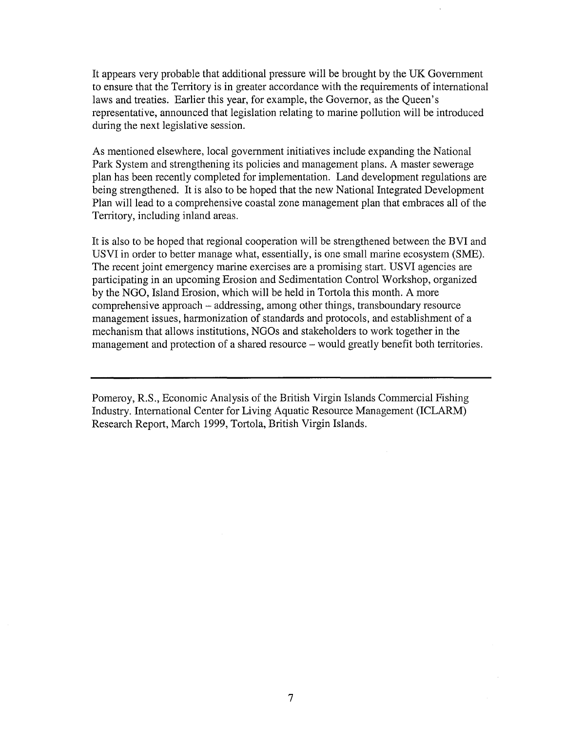It appears very probable that additional pressure will be brought by the UK Government to ensure that the Territory is in greater accordance with the requirements of international laws and treaties. Earlier this year, for example, the Governor, as the Queen's representative, announced that legislation relating to marine pollution will be introduced during the next legislative session.

As mentioned elsewhere, local government initiatives include expanding the National Park System and strengthening its policies and management plans. A master sewerage plan has been recently completed for implementation. Land development regulations are being strengthened. It is also to be hoped that the new National Integrated Development Plan will lead to a comprehensive coastal zone management plan that embraces all of the Territory, including inland areas.

It is also to be hoped that regional cooperation will be strengthened between the BVI and USVI in order to better manage what, essentially, is one small marine ecosystem (SME). The recent joint emergency marine exercises are a promising start. USVI agencies are participating in an upcoming Erosion and Sedimentation Control Workshop, organized by the NGO, Island Erosion, which will be held in Tortola this month. A more comprehensive approach – addressing, among other things, transboundary resource management issues, harmonization of standards and protocols, and establishment of a mechanism that allows institutions, NGOs and stakeholders to work together in the management and protection of a shared resource – would greatly benefit both territories.

---

Pomeroy, R.S., Economic Analysis of the British Virgin Islands Commercial Fishing Industry. International Center for Living Aquatic Resource Management (ICLARM) Research Report, March 1999, Tortola, British Virgin Islands.